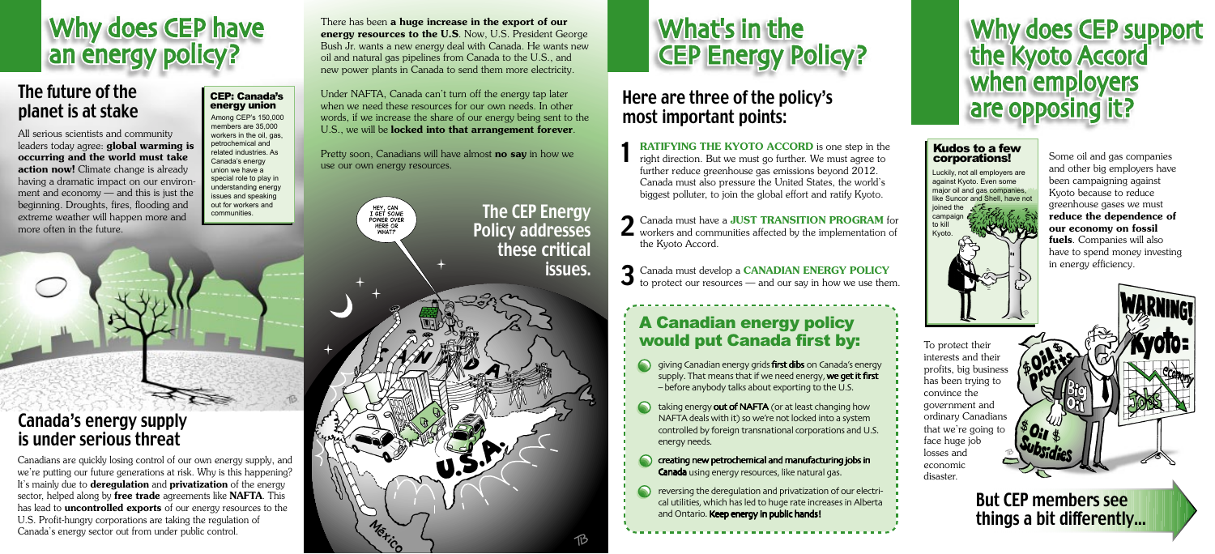# Why does CEP have an energy policy?

## The future of the planet is at stake

All serious scientists and community leaders today agree: **global warming is occurring and the world must take action now!** Climate change is already having a dramatic impact on our environment and economy — and this is just the beginning. Droughts, fires, flooding and extreme weather will happen more and more often in the future.

### CEP: Canada's energy union

Among CEP's 150,000 members are 35,000 workers in the oil, gas, petrochemical and related industries. As Canada's energy union we have a special role to play in understanding energy issues and speaking out for workers and communities.

## Canada's energy supply is under serious threat

Canadians are quickly losing control of our own energy supply, and we're putting our future generations at risk. Why is this happening? It's mainly due to **deregulation** and **privatization** of the energy sector, helped along by **free trade** agreements like **NAFTA**. This has led to **uncontrolled exports** of our energy resources to the U.S. Profit-hungry corporations are taking the regulation of Canada's energy sector out from under public control.

There has been **a huge increase in the export of our energy resources to the U.S**. Now, U.S. President George Bush Jr. wants a new energy deal with Canada. He wants new oil and natural gas pipelines from Canada to the U.S., and new power plants in Canada to send them more electricity.

Under NAFTA, Canada can't turn off the energy tap later when we need these resources for our own needs. In other words, if we increase the share of our energy being sent to the U.S., we will be **locked into that arrangement forever**.

Pretty soon, Canadians will have almost **no say** in how we use our own energy resources.

**The CEP Energy Policy addresses these critical issues.**

# What's in the CEP Energy Policy?

## Here are three of the policy's most important points:

1. **RATIFYING THE KYOTO ACCORD** is one step in the right direction. But we must go further. We must agree to further reduce greenhouse gas emissions beyond 2012. Canada must also pressure the United States, the world's biggest polluter, to join the global effort and ratify Kyoto.
2. Canada must have a **JUST TRANSITION PROGRAM** for workers and communities affected by the implementation of the Kyoto Accord.
3. Canada must develop a **CANADIAN ENERGY POLICY** to protect our resources — and our say in how we use them.

### A Canadian energy policy would put Canada first by:

- giving Canadian energy grids **first dibs** on Canada's energy supply. That means that if we need energy, **we get it first** – before anybody talks about exporting to the U.S.
- taking energy **out of NAFTA** (or at least changing how NAFTA deals with it) so we're not locked into a system controlled by foreign transnational corporations and U.S. energy needs.
- **creating new petrochemical and manufacturing jobs in Canada** using energy resources, like natural gas.
- reversing the deregulation and privatization of our electrical utilities, which has led to huge rate increases in Alberta and Ontario. **Keep energy in public hands!**

# Why does CEP support the Kyoto Accord when employers are opposing it?

### Kudos to a few corporations!

Luckily, not all employers are against Kyoto. Even some major oil and gas companies, like Suncor and Shell, have not joined the campaign to kill Kyoto.

Some oil and gas companies and other big employers have been campaigning against Kyoto because to reduce greenhouse gases we must **reduce the dependence of our economy on fossil fuels**. Companies will also have to spend money investing in energy efficiency.

To protect their interests and their profits, big business has been trying to convince the government and ordinary Canadians that we're going to face huge job losses and economic disaster.

**But CEP members see things a bit differently...**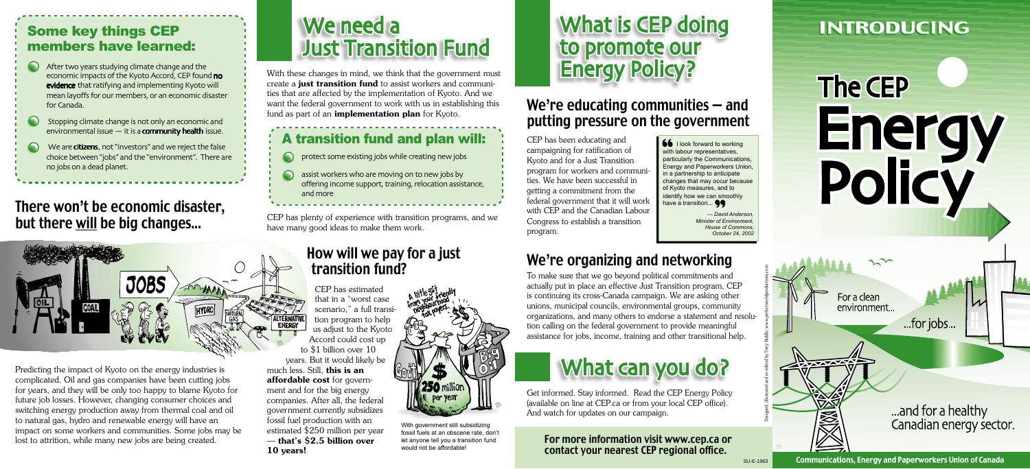## Some key things CEP members have learned:

- After two years studying climate change and the economic impacts of the Kyoto Accord, CEP found **no evidence** that ratifying and implementing Kyoto will mean layoffs for our members, or an economic disaster for Canada.
- Stopping climate change is not only an economic and environmental issue — it is a **community health** issue.
- We are **citizens**, not "investors" and we reject the false choice between "jobs" and the "environment". There are no jobs on a dead planet.

## There won't be economic disaster, but there will be big changes...

Predicting the impact of Kyoto on the energy industries is complicated. Oil and gas companies have been cutting jobs for years, and they will be only too happy to blame Kyoto for future job losses. However, changing consumer choices and switching energy production away from thermal coal and oil to natural gas, hydro and renewable energy will have an impact on some workers and communities. Some jobs may be lost to attrition, while many new jobs are being created.

# We need a Just Transition Fund

With these changes in mind, we think that the government must create a **just transition fund** to assist workers and communities that are affected by the implementation of Kyoto. And we want the federal government to work with us in establishing this fund as part of an **implementation plan** for Kyoto.

### A transition fund and plan will:

- protect some existing jobs while creating new jobs
- assist workers who are moving on to new jobs by offering income support, training, relocation assistance, and more

CEP has plenty of experience with transition programs, and we have many good ideas to make them work.

## How will we pay for a just transition fund?

CEP has estimated that in a "worst case scenario," a full transition program to help us adjust to the Kyoto Accord could cost up to $1 billion over 10 years. But it would likely be much less. Still, **this is an affordable cost** for government and for the big energy companies. After all, the federal government currently subsidizes fossil fuel production with an estimated $250 million per year — **that's $2.5 billion over 10 years!**

With government still subsidizing fossil fuels at an obscene rate, don't let anyone tell you a transition fund would not be affordable!

# What is CEP doing to promote our Energy Policy?

## We're educating communities — and putting pressure on the government

CEP has been educating and campaigning for ratification of Kyoto and for a Just Transition program for workers and communities. We have been successful in getting a commitment from the federal government that it will work with CEP and the Canadian Labour Congress to establish a transition program.

> "I look forward to working with labour representatives, particularly the Communications, Energy and Paperworkers Union, in a partnership to anticipate changes that may occur because of Kyoto measures, and to identify how we can smoothly have a transition..."
>
> — *David Anderson, Minister of Environment, House of Commons, October 24, 2002*

## We're organizing and networking

To make sure that we go beyond political commitments and actually put in place an effective Just Transition program, CEP is continuing its cross-Canada campaign. We are asking other unions, municipal councils, environmental groups, community organizations, and many others to endorse a statement and resolution calling on the federal government to provide meaningful assistance for jobs, income, training and other transitional help.

# What can you do?

Get informed. Stay informed. Read the CEP Energy Policy (available on line at CEP.ca or from your local CEP office). And watch for updates on our campaign.

**For more information visit www.cep.ca or contact your nearest CEP regional office.**

SU-E-1963

# INTRODUCING

# The CEP Energy Policy

For a clean environment...

...for jobs...

...and for a healthy Canadian energy sector.

**Communications, Energy and Paperworkers Union of Canada**